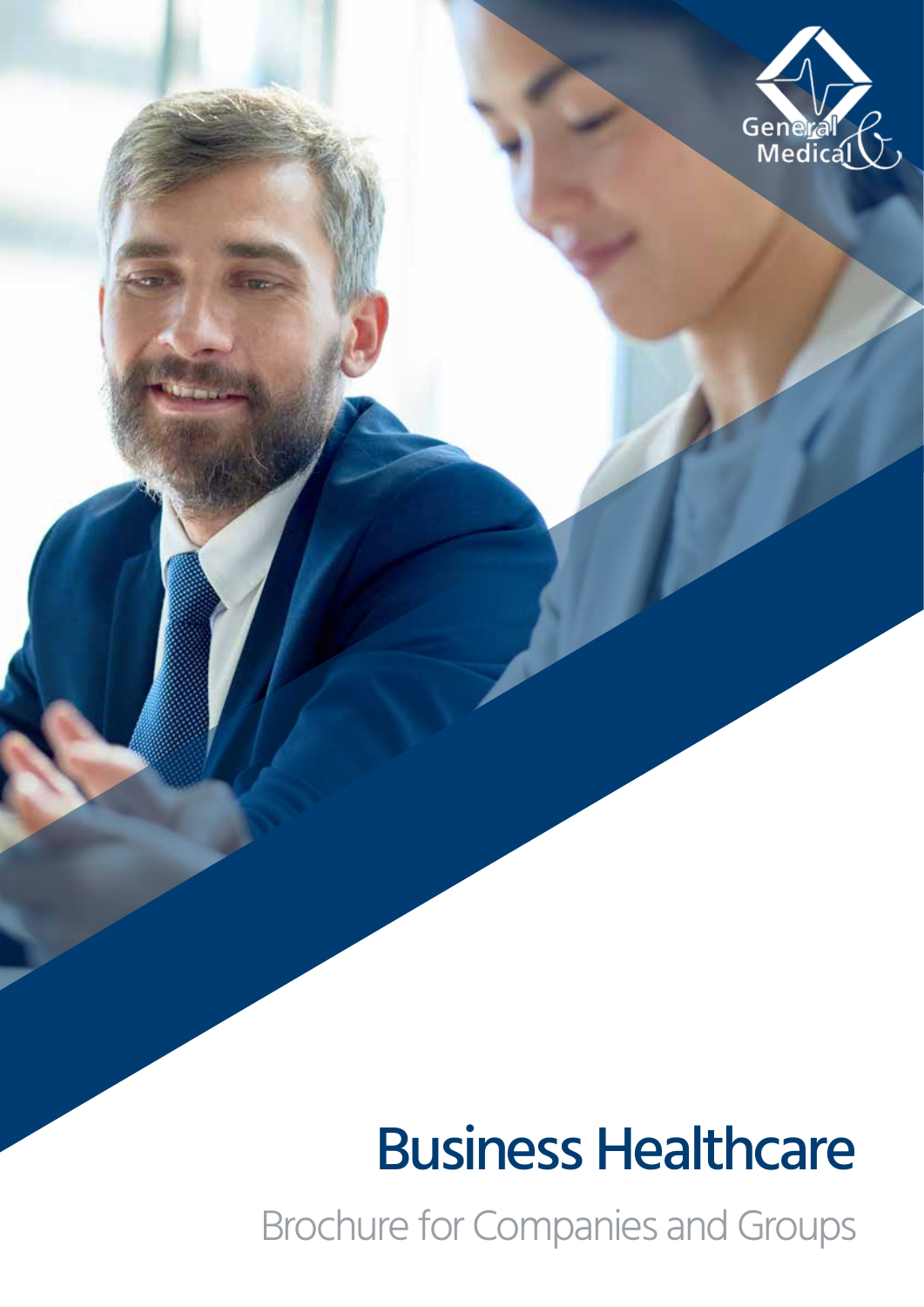General & Medical

# Business Healthcare

## Brochure for Companies and Groups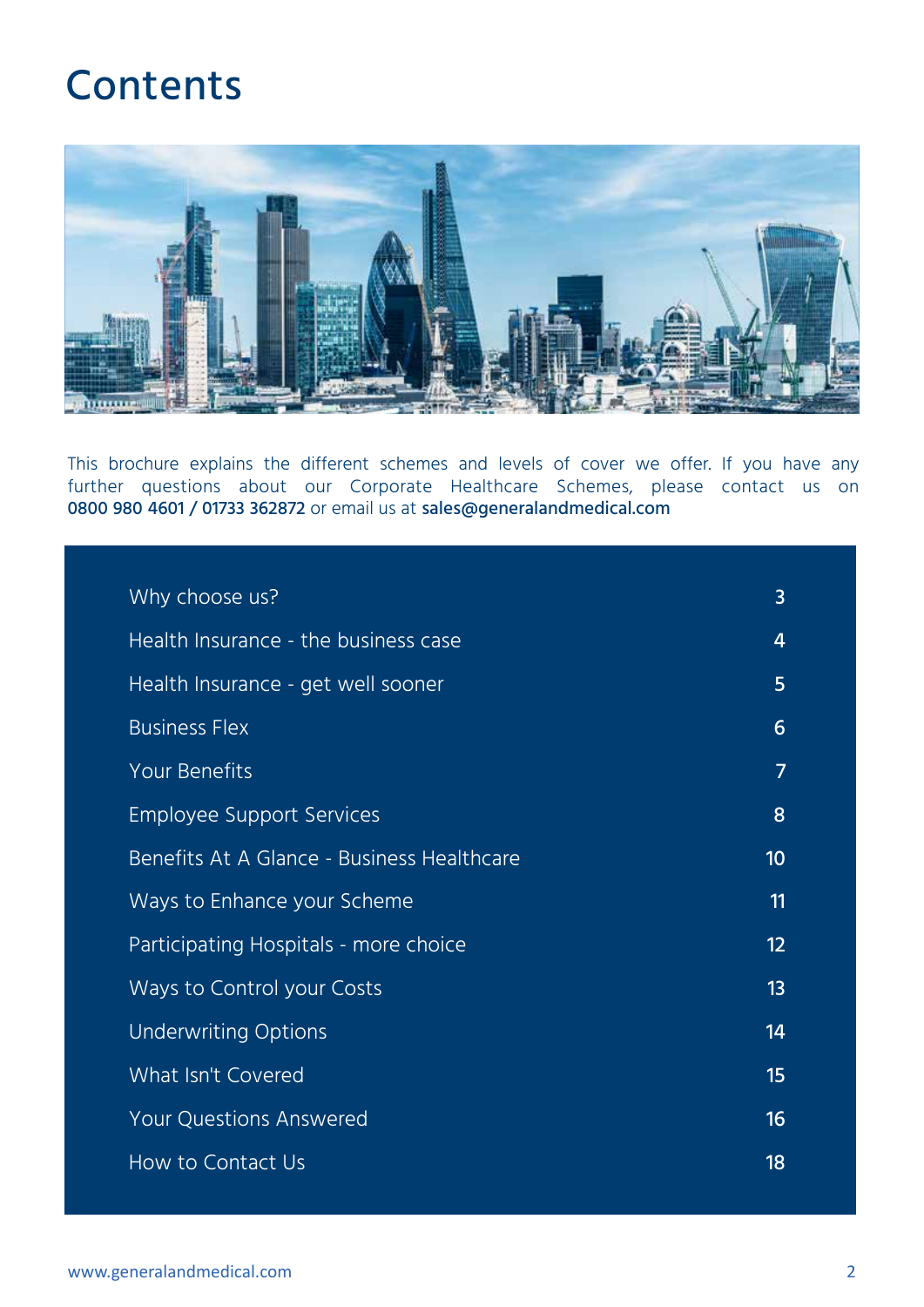# Contents

This brochure explains the different schemes and levels of cover we offer. If you have any further questions about our Corporate Healthcare Schemes, please contact us on **0800 980 4601 / 01733 362872** or email us at **sales@generalandmedical.com**

| | |
|---|---|
| Why choose us? | 3 |
| Health Insurance - the business case | 4 |
| Health Insurance - get well sooner | 5 |
| Business Flex | 6 |
| Your Benefits | 7 |
| Employee Support Services | 8 |
| Benefits At A Glance - Business Healthcare | 10 |
| Ways to Enhance your Scheme | 11 |
| Participating Hospitals - more choice | 12 |
| Ways to Control your Costs | 13 |
| Underwriting Options | 14 |
| What Isn't Covered | 15 |
| Your Questions Answered | 16 |
| How to Contact Us | 18 |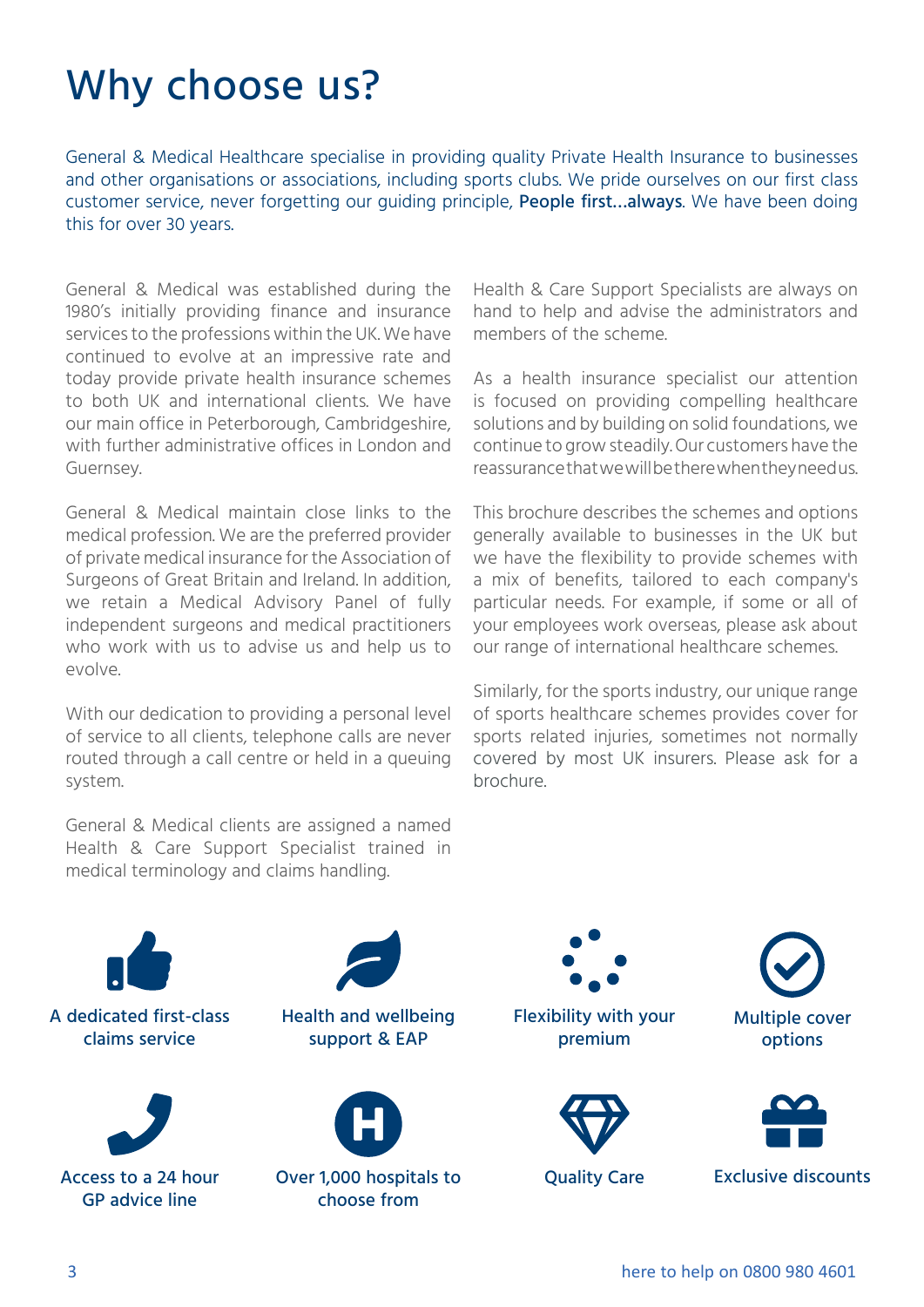# Why choose us?

General & Medical Healthcare specialise in providing quality Private Health Insurance to businesses and other organisations or associations, including sports clubs. We pride ourselves on our first class customer service, never forgetting our guiding principle, **People first…always**. We have been doing this for over 30 years.

General & Medical was established during the 1980's initially providing finance and insurance services to the professions within the UK. We have continued to evolve at an impressive rate and today provide private health insurance schemes to both UK and international clients. We have our main office in Peterborough, Cambridgeshire, with further administrative offices in London and Guernsey.

General & Medical maintain close links to the medical profession. We are the preferred provider of private medical insurance for the Association of Surgeons of Great Britain and Ireland. In addition, we retain a Medical Advisory Panel of fully independent surgeons and medical practitioners who work with us to advise us and help us to evolve.

With our dedication to providing a personal level of service to all clients, telephone calls are never routed through a call centre or held in a queuing system.

General & Medical clients are assigned a named Health & Care Support Specialist trained in medical terminology and claims handling.

Health & Care Support Specialists are always on hand to help and advise the administrators and members of the scheme.

As a health insurance specialist our attention is focused on providing compelling healthcare solutions and by building on solid foundations, we continue to grow steadily. Our customers have the reassurance that we will be there when they need us.

This brochure describes the schemes and options generally available to businesses in the UK but we have the flexibility to provide schemes with a mix of benefits, tailored to each company's particular needs. For example, if some or all of your employees work overseas, please ask about our range of international healthcare schemes.

Similarly, for the sports industry, our unique range of sports healthcare schemes provides cover for sports related injuries, sometimes not normally covered by most UK insurers. Please ask for a brochure.

- A dedicated first-class claims service
- Health and wellbeing support & EAP
- Flexibility with your premium
- Multiple cover options
- Access to a 24 hour GP advice line
- Over 1,000 hospitals to choose from
- Quality Care
- Exclusive discounts

here to help on 0800 980 4601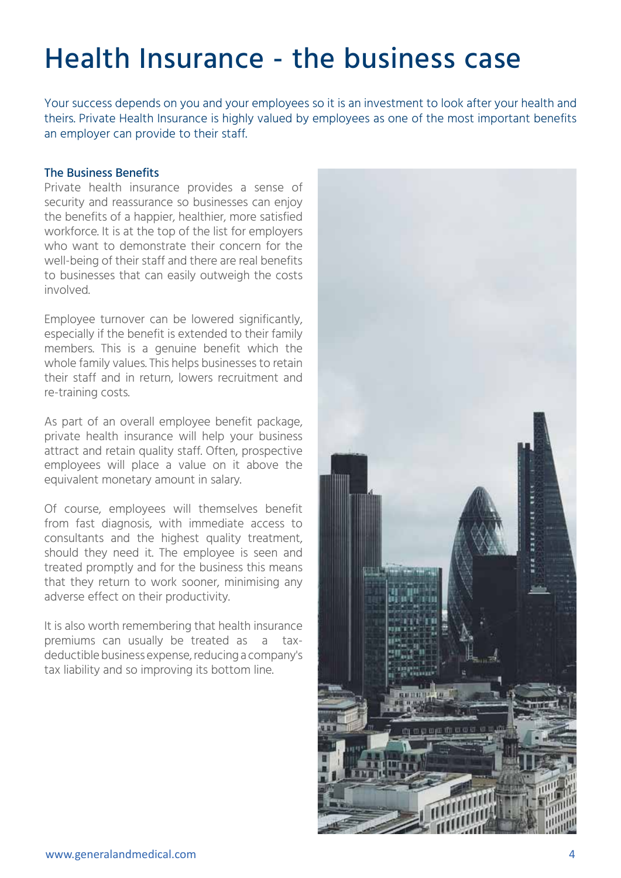# Health Insurance - the business case

Your success depends on you and your employees so it is an investment to look after your health and theirs. Private Health Insurance is highly valued by employees as one of the most important benefits an employer can provide to their staff.

### The Business Benefits

Private health insurance provides a sense of security and reassurance so businesses can enjoy the benefits of a happier, healthier, more satisfied workforce. It is at the top of the list for employers who want to demonstrate their concern for the well-being of their staff and there are real benefits to businesses that can easily outweigh the costs involved.

Employee turnover can be lowered significantly, especially if the benefit is extended to their family members. This is a genuine benefit which the whole family values. This helps businesses to retain their staff and in return, lowers recruitment and re-training costs.

As part of an overall employee benefit package, private health insurance will help your business attract and retain quality staff. Often, prospective employees will place a value on it above the equivalent monetary amount in salary.

Of course, employees will themselves benefit from fast diagnosis, with immediate access to consultants and the highest quality treatment, should they need it. The employee is seen and treated promptly and for the business this means that they return to work sooner, minimising any adverse effect on their productivity.

It is also worth remembering that health insurance premiums can usually be treated as a tax-deductible business expense, reducing a company's tax liability and so improving its bottom line.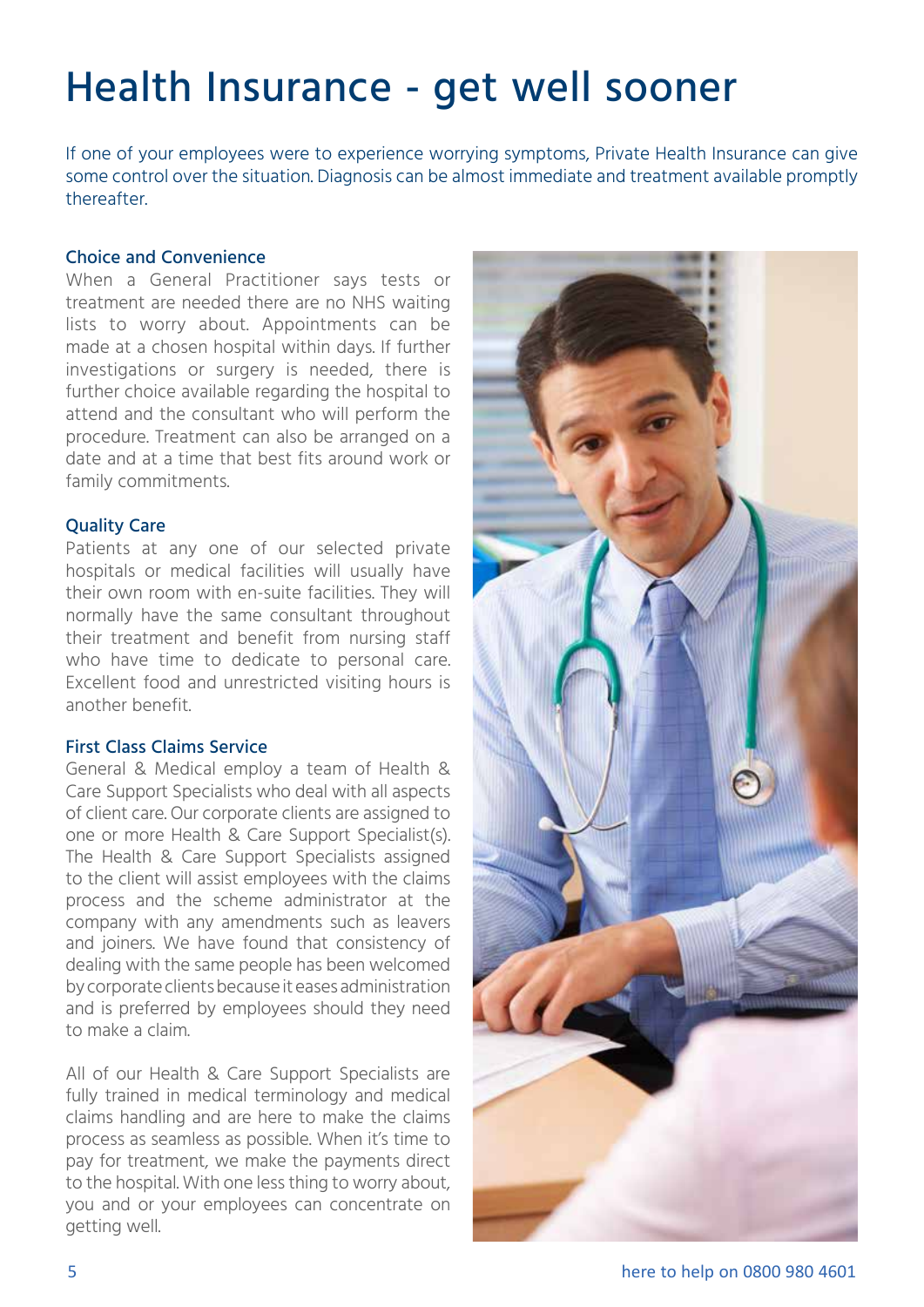# Health Insurance - get well sooner

If one of your employees were to experience worrying symptoms, Private Health Insurance can give some control over the situation. Diagnosis can be almost immediate and treatment available promptly thereafter.

### Choice and Convenience

When a General Practitioner says tests or treatment are needed there are no NHS waiting lists to worry about. Appointments can be made at a chosen hospital within days. If further investigations or surgery is needed, there is further choice available regarding the hospital to attend and the consultant who will perform the procedure. Treatment can also be arranged on a date and at a time that best fits around work or family commitments.

### Quality Care

Patients at any one of our selected private hospitals or medical facilities will usually have their own room with en-suite facilities. They will normally have the same consultant throughout their treatment and benefit from nursing staff who have time to dedicate to personal care. Excellent food and unrestricted visiting hours is another benefit.

### First Class Claims Service

General & Medical employ a team of Health & Care Support Specialists who deal with all aspects of client care. Our corporate clients are assigned to one or more Health & Care Support Specialist(s). The Health & Care Support Specialists assigned to the client will assist employees with the claims process and the scheme administrator at the company with any amendments such as leavers and joiners. We have found that consistency of dealing with the same people has been welcomed by corporate clients because it eases administration and is preferred by employees should they need to make a claim.

All of our Health & Care Support Specialists are fully trained in medical terminology and medical claims handling and are here to make the claims process as seamless as possible. When it's time to pay for treatment, we make the payments direct to the hospital. With one less thing to worry about, you and or your employees can concentrate on getting well.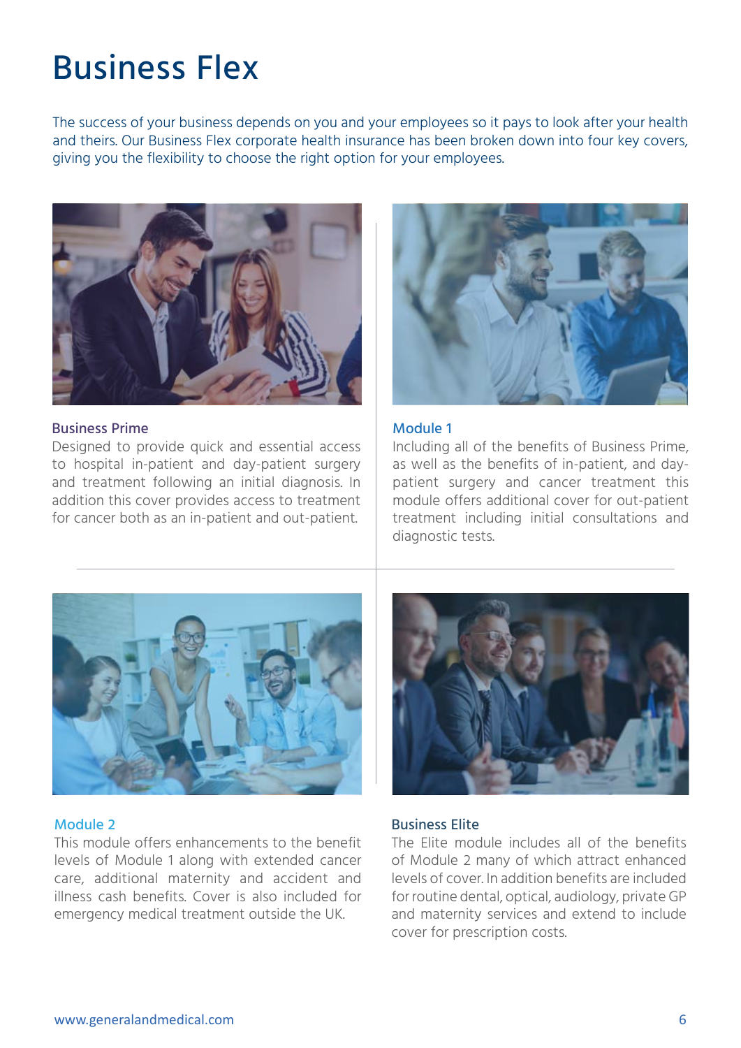# Business Flex

The success of your business depends on you and your employees so it pays to look after your health and theirs. Our Business Flex corporate health insurance has been broken down into four key covers, giving you the flexibility to choose the right option for your employees.

### Business Prime

Designed to provide quick and essential access to hospital in-patient and day-patient surgery and treatment following an initial diagnosis. In addition this cover provides access to treatment for cancer both as an in-patient and out-patient.

### Module 1

Including all of the benefits of Business Prime, as well as the benefits of in-patient, and day-patient surgery and cancer treatment this module offers additional cover for out-patient treatment including initial consultations and diagnostic tests.

### Module 2

This module offers enhancements to the benefit levels of Module 1 along with extended cancer care, additional maternity and accident and illness cash benefits. Cover is also included for emergency medical treatment outside the UK.

### Business Elite

The Elite module includes all of the benefits of Module 2 many of which attract enhanced levels of cover. In addition benefits are included for routine dental, optical, audiology, private GP and maternity services and extend to include cover for prescription costs.

www.generalandmedical.com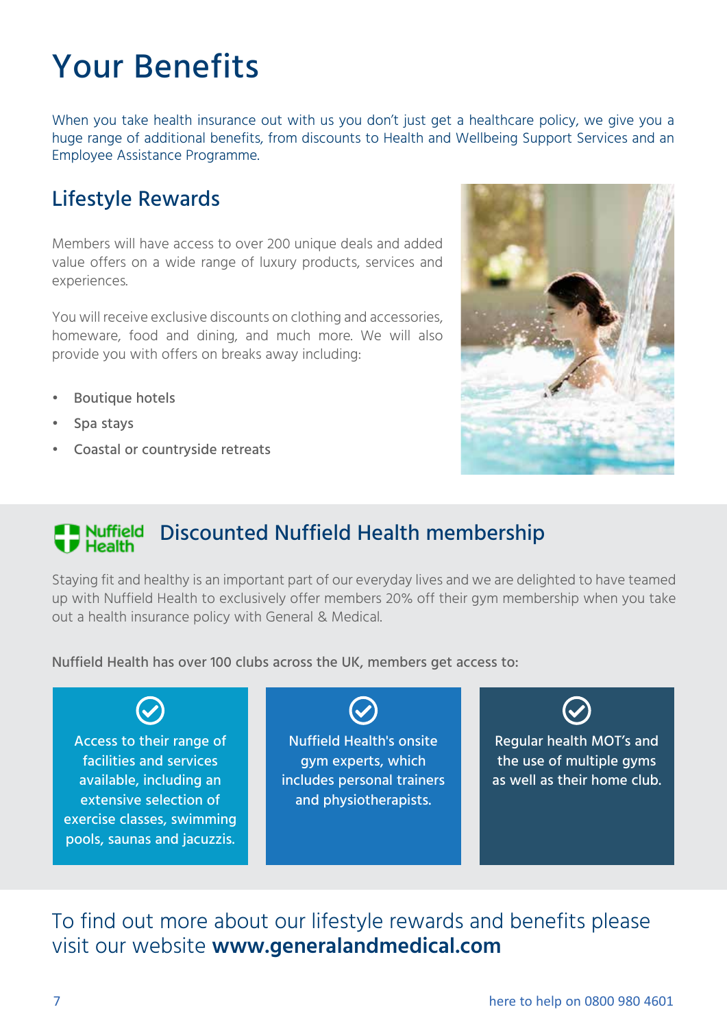# Your Benefits

When you take health insurance out with us you don't just get a healthcare policy, we give you a huge range of additional benefits, from discounts to Health and Wellbeing Support Services and an Employee Assistance Programme.

## Lifestyle Rewards

Members will have access to over 200 unique deals and added value offers on a wide range of luxury products, services and experiences.

You will receive exclusive discounts on clothing and accessories, homeware, food and dining, and much more. We will also provide you with offers on breaks away including:

- Boutique hotels
- Spa stays
- Coastal or countryside retreats

## Discounted Nuffield Health membership

Staying fit and healthy is an important part of our everyday lives and we are delighted to have teamed up with Nuffield Health to exclusively offer members 20% off their gym membership when you take out a health insurance policy with General & Medical.

Nuffield Health has over 100 clubs across the UK, members get access to:

- Access to their range of facilities and services available, including an extensive selection of exercise classes, swimming pools, saunas and jacuzzis.
- Nuffield Health's onsite gym experts, which includes personal trainers and physiotherapists.
- Regular health MOT's and the use of multiple gyms as well as their home club.

To find out more about our lifestyle rewards and benefits please visit our website **www.generalandmedical.com**

here to help on 0800 980 4601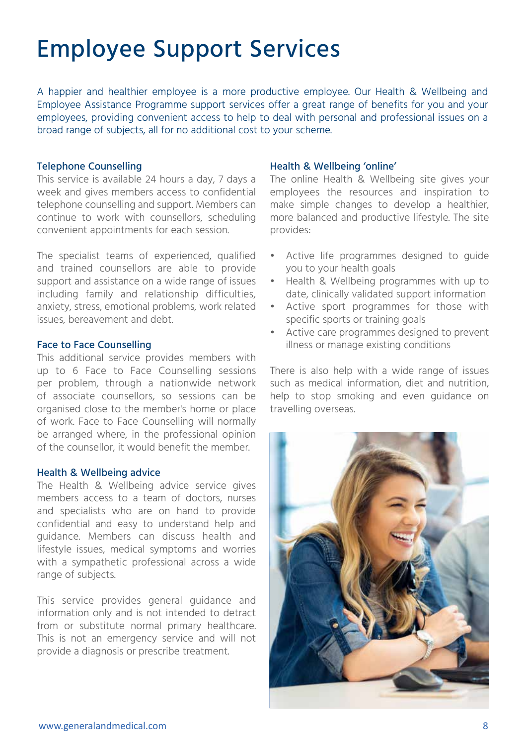# Employee Support Services

A happier and healthier employee is a more productive employee. Our Health & Wellbeing and Employee Assistance Programme support services offer a great range of benefits for you and your employees, providing convenient access to help to deal with personal and professional issues on a broad range of subjects, all for no additional cost to your scheme.

### Telephone Counselling

This service is available 24 hours a day, 7 days a week and gives members access to confidential telephone counselling and support. Members can continue to work with counsellors, scheduling convenient appointments for each session.

The specialist teams of experienced, qualified and trained counsellors are able to provide support and assistance on a wide range of issues including family and relationship difficulties, anxiety, stress, emotional problems, work related issues, bereavement and debt.

### Face to Face Counselling

This additional service provides members with up to 6 Face to Face Counselling sessions per problem, through a nationwide network of associate counsellors, so sessions can be organised close to the member's home or place of work. Face to Face Counselling will normally be arranged where, in the professional opinion of the counsellor, it would benefit the member.

### Health & Wellbeing advice

The Health & Wellbeing advice service gives members access to a team of doctors, nurses and specialists who are on hand to provide confidential and easy to understand help and guidance. Members can discuss health and lifestyle issues, medical symptoms and worries with a sympathetic professional across a wide range of subjects.

This service provides general guidance and information only and is not intended to detract from or substitute normal primary healthcare. This is not an emergency service and will not provide a diagnosis or prescribe treatment.

### Health & Wellbeing 'online'

The online Health & Wellbeing site gives your employees the resources and inspiration to make simple changes to develop a healthier, more balanced and productive lifestyle. The site provides:

- Active life programmes designed to guide you to your health goals
- Health & Wellbeing programmes with up to date, clinically validated support information
- Active sport programmes for those with specific sports or training goals
- Active care programmes designed to prevent illness or manage existing conditions

There is also help with a wide range of issues such as medical information, diet and nutrition, help to stop smoking and even guidance on travelling overseas.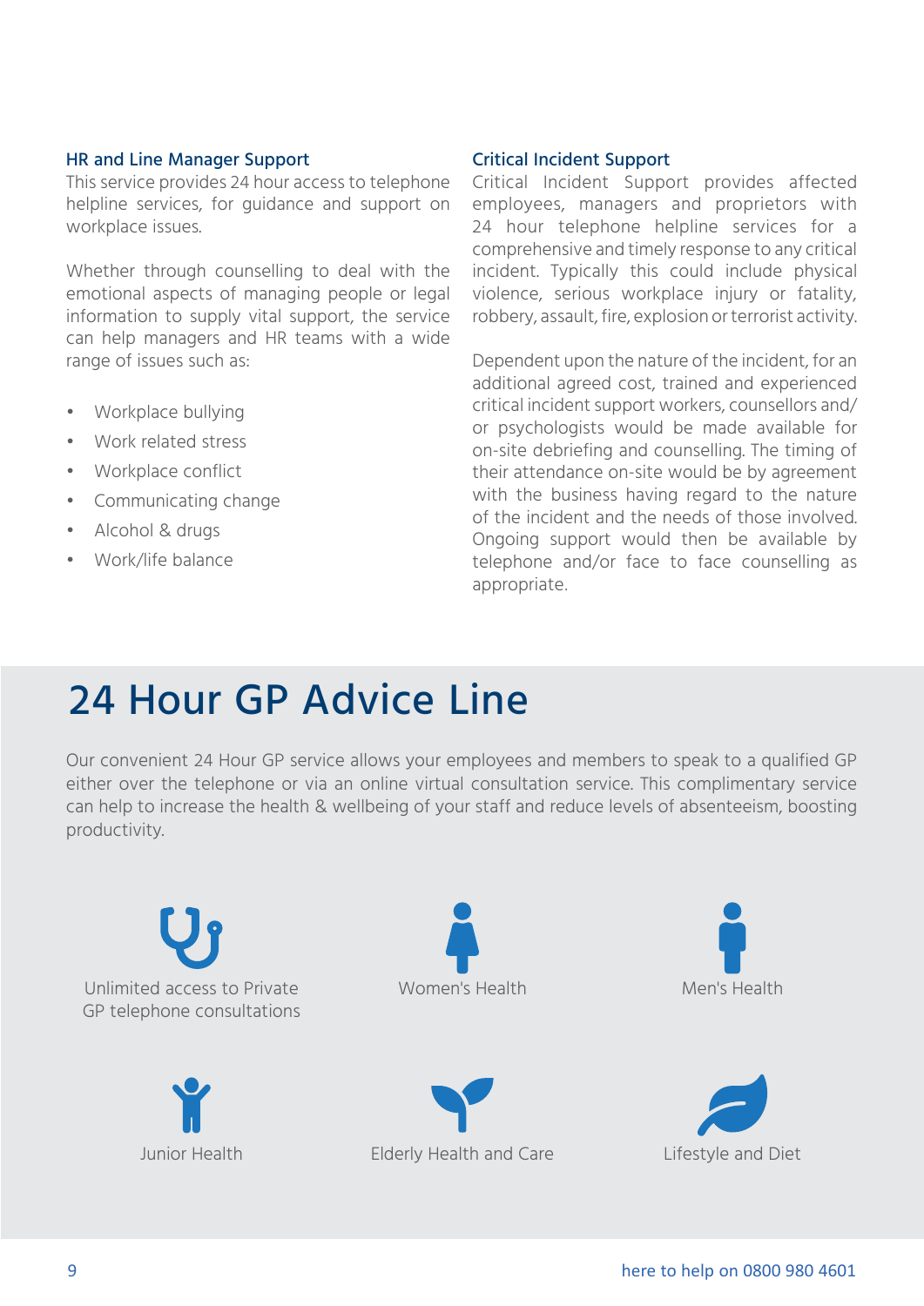### HR and Line Manager Support

This service provides 24 hour access to telephone helpline services, for guidance and support on workplace issues.

Whether through counselling to deal with the emotional aspects of managing people or legal information to supply vital support, the service can help managers and HR teams with a wide range of issues such as:

- Workplace bullying
- Work related stress
- Workplace conflict
- Communicating change
- Alcohol & drugs
- Work/life balance

### Critical Incident Support

Critical Incident Support provides affected employees, managers and proprietors with 24 hour telephone helpline services for a comprehensive and timely response to any critical incident. Typically this could include physical violence, serious workplace injury or fatality, robbery, assault, fire, explosion or terrorist activity.

Dependent upon the nature of the incident, for an additional agreed cost, trained and experienced critical incident support workers, counsellors and/or psychologists would be made available for on-site debriefing and counselling. The timing of their attendance on-site would be by agreement with the business having regard to the nature of the incident and the needs of those involved. Ongoing support would then be available by telephone and/or face to face counselling as appropriate.

# 24 Hour GP Advice Line

Our convenient 24 Hour GP service allows your employees and members to speak to a qualified GP either over the telephone or via an online virtual consultation service. This complimentary service can help to increase the health & wellbeing of your staff and reduce levels of absenteeism, boosting productivity.

- Unlimited access to Private GP telephone consultations
- Women's Health
- Men's Health
- Junior Health
- Elderly Health and Care
- Lifestyle and Diet

here to help on 0800 980 4601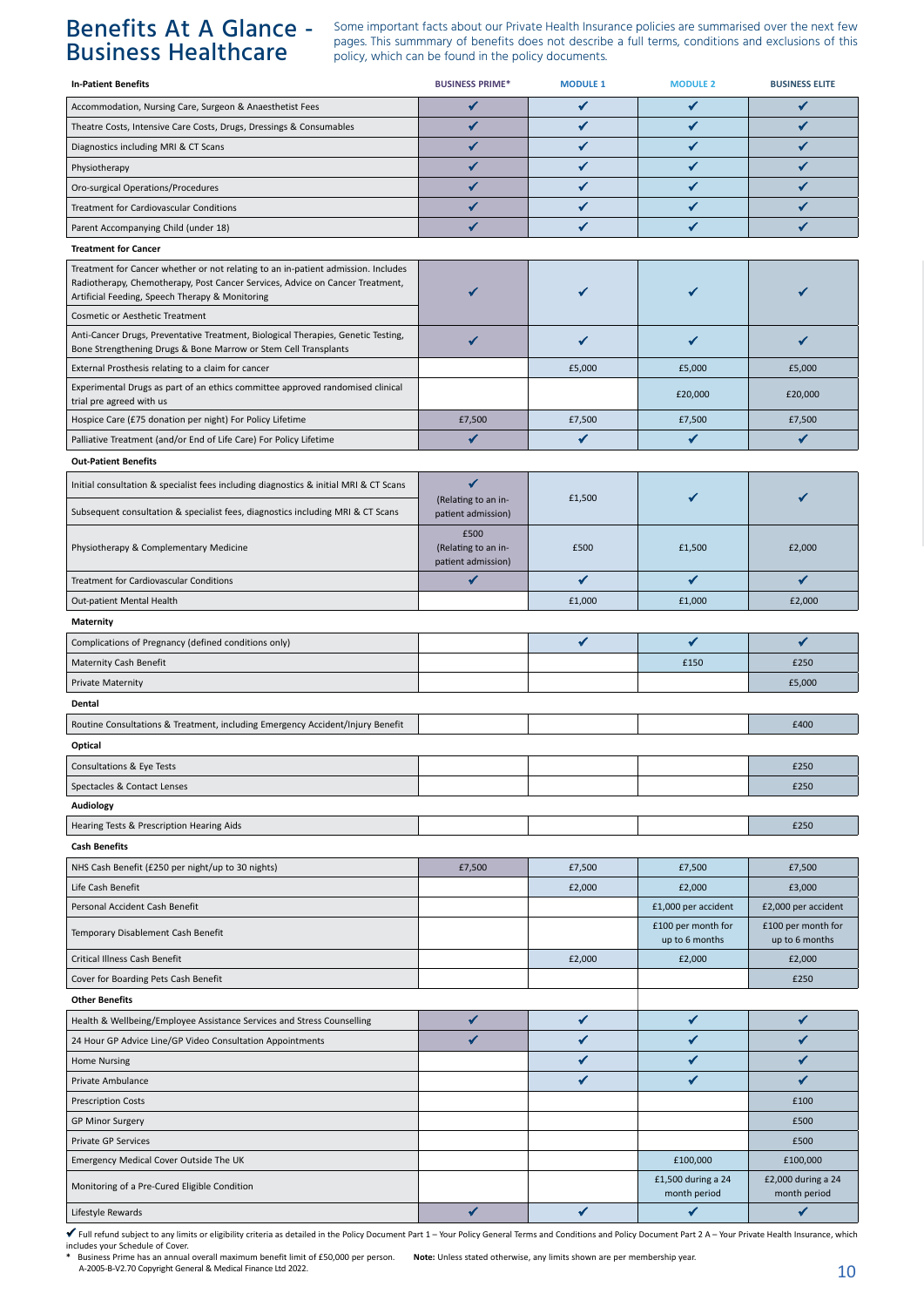# Benefits At A Glance - Business Healthcare

Some important facts about our Private Health Insurance policies are summarised over the next few pages. This summmary of benefits does not describe a full terms, conditions and exclusions of this policy, which can be found in the policy documents.

| In-Patient Benefits | BUSINESS PRIME* | MODULE 1 | MODULE 2 | BUSINESS ELITE |
|---|---|---|---|---|
| Accommodation, Nursing Care, Surgeon & Anaesthetist Fees | ✔ | ✔ | ✔ | ✔ |
| Theatre Costs, Intensive Care Costs, Drugs, Dressings & Consumables | ✔ | ✔ | ✔ | ✔ |
| Diagnostics including MRI & CT Scans | ✔ | ✔ | ✔ | ✔ |
| Physiotherapy | ✔ | ✔ | ✔ | ✔ |
| Oro-surgical Operations/Procedures | ✔ | ✔ | ✔ | ✔ |
| Treatment for Cardiovascular Conditions | ✔ | ✔ | ✔ | ✔ |
| Parent Accompanying Child (under 18) | ✔ | ✔ | ✔ | ✔ |
| **Treatment for Cancer** | | | | |
| Treatment for Cancer whether or not relating to an in-patient admission. Includes Radiotherapy, Chemotherapy, Post Cancer Services, Advice on Cancer Treatment, Artificial Feeding, Speech Therapy & Monitoring<br>Cosmetic or Aesthetic Treatment | ✔ | ✔ | ✔ | ✔ |
| Anti-Cancer Drugs, Preventative Treatment, Biological Therapies, Genetic Testing, Bone Strengthening Drugs & Bone Marrow or Stem Cell Transplants | ✔ | ✔ | ✔ | ✔ |
| External Prosthesis relating to a claim for cancer | | £5,000 | £5,000 | £5,000 |
| Experimental Drugs as part of an ethics committee approved randomised clinical trial pre agreed with us | | | £20,000 | £20,000 |
| Hospice Care (£75 donation per night) For Policy Lifetime | £7,500 | £7,500 | £7,500 | £7,500 |
| Palliative Treatment (and/or End of Life Care) For Policy Lifetime | ✔ | ✔ | ✔ | ✔ |
| **Out-Patient Benefits** | | | | |
| Initial consultation & specialist fees including diagnostics & initial MRI & CT Scans | ✔ | £1,500 | ✔ | ✔ |
| Subsequent consultation & specialist fees, diagnostics including MRI & CT Scans | (Relating to an in-patient admission) | | | |
| Physiotherapy & Complementary Medicine | £500 (Relating to an in-patient admission) | £500 | £1,500 | £2,000 |
| Treatment for Cardiovascular Conditions | ✔ | ✔ | ✔ | ✔ |
| Out-patient Mental Health | | £1,000 | £1,000 | £2,000 |
| **Maternity** | | | | |
| Complications of Pregnancy (defined conditions only) | | ✔ | ✔ | ✔ |
| Maternity Cash Benefit | | | £150 | £250 |
| Private Maternity | | | | £5,000 |
| **Dental** | | | | |
| Routine Consultations & Treatment, including Emergency Accident/Injury Benefit | | | | £400 |
| **Optical** | | | | |
| Consultations & Eye Tests | | | | £250 |
| Spectacles & Contact Lenses | | | | £250 |
| **Audiology** | | | | |
| Hearing Tests & Prescription Hearing Aids | | | | £250 |
| **Cash Benefits** | | | | |
| NHS Cash Benefit (£250 per night/up to 30 nights) | £7,500 | £7,500 | £7,500 | £7,500 |
| Life Cash Benefit | | £2,000 | £2,000 | £3,000 |
| Personal Accident Cash Benefit | | | £1,000 per accident | £2,000 per accident |
| Temporary Disablement Cash Benefit | | | £100 per month for up to 6 months | £100 per month for up to 6 months |
| Critical Illness Cash Benefit | | £2,000 | £2,000 | £2,000 |
| Cover for Boarding Pets Cash Benefit | | | | £250 |
| **Other Benefits** | | | | |
| Health & Wellbeing/Employee Assistance Services and Stress Counselling | ✔ | ✔ | ✔ | ✔ |
| 24 Hour GP Advice Line/GP Video Consultation Appointments | ✔ | ✔ | ✔ | ✔ |
| Home Nursing | | ✔ | ✔ | ✔ |
| Private Ambulance | | ✔ | ✔ | ✔ |
| Prescription Costs | | | | £100 |
| GP Minor Surgery | | | | £500 |
| Private GP Services | | | | £500 |
| Emergency Medical Cover Outside The UK | | | £100,000 | £100,000 |
| Monitoring of a Pre-Cured Eligible Condition | | | £1,500 during a 24 month period | £2,000 during a 24 month period |
| Lifestyle Rewards | ✔ | ✔ | ✔ | ✔ |

✔ Full refund subject to any limits or eligibility criteria as detailed in the Policy Document Part 1 – Your Policy General Terms and Conditions and Policy Document Part 2 A – Your Private Health Insurance, which includes your Schedule of Cover.

\* Business Prime has an annual overall maximum benefit limit of £50,000 per person. **Note:** Unless stated otherwise, any limits shown are per membership year.

A-2005-B-V2.70 Copyright General & Medical Finance Ltd 2022.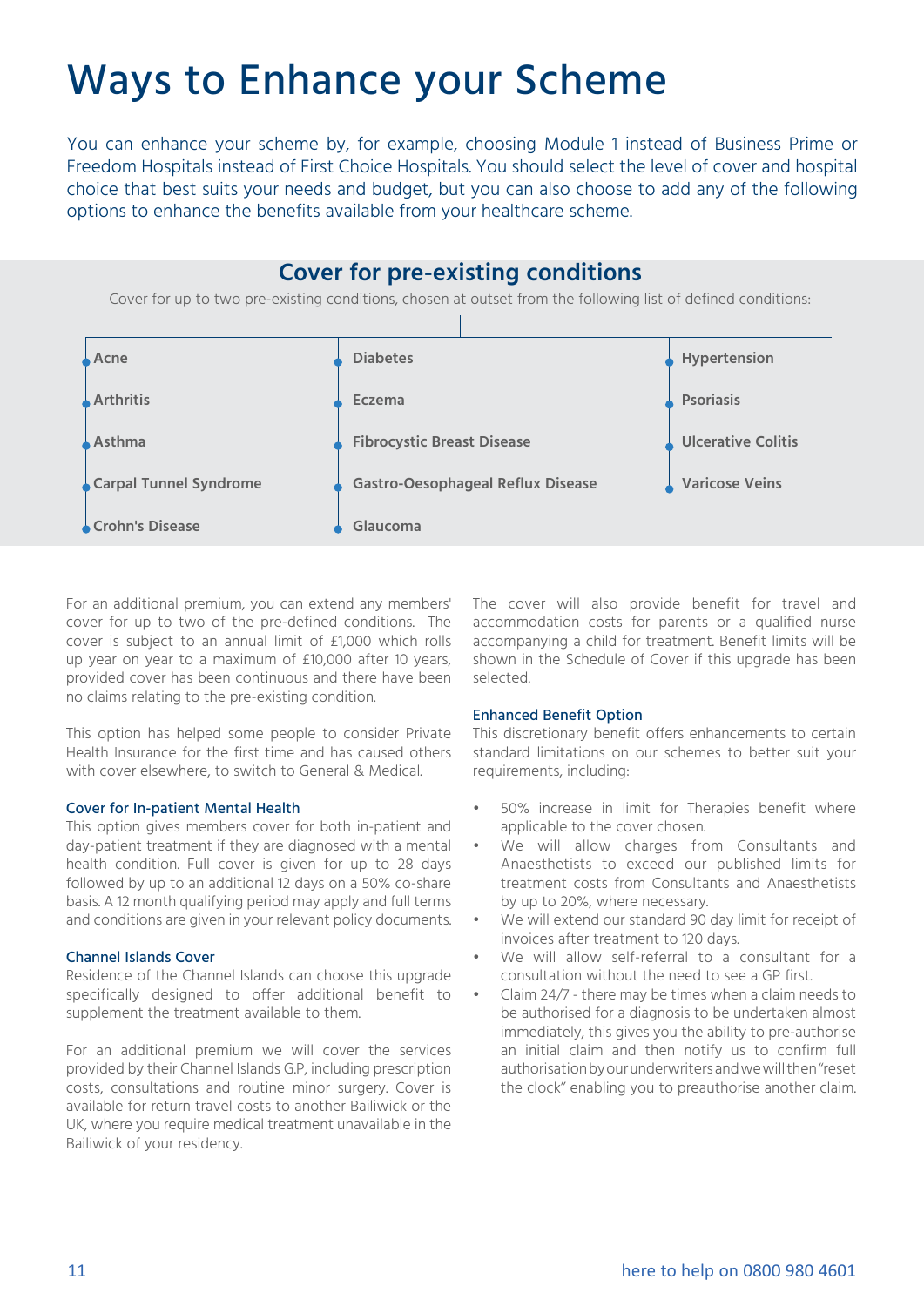# Ways to Enhance your Scheme

You can enhance your scheme by, for example, choosing Module 1 instead of Business Prime or Freedom Hospitals instead of First Choice Hospitals. You should select the level of cover and hospital choice that best suits your needs and budget, but you can also choose to add any of the following options to enhance the benefits available from your healthcare scheme.

## Cover for pre-existing conditions

Cover for up to two pre-existing conditions, chosen at outset from the following list of defined conditions:

- **Acne**
- **Arthritis**
- **Asthma**
- **Carpal Tunnel Syndrome**
- **Crohn's Disease**
- **Diabetes**
- **Eczema**
- **Fibrocystic Breast Disease**
- **Gastro-Oesophageal Reflux Disease**
- **Glaucoma**
- **Hypertension**
- **Psoriasis**
- **Ulcerative Colitis**
- **Varicose Veins**

For an additional premium, you can extend any members' cover for up to two of the pre-defined conditions. The cover is subject to an annual limit of £1,000 which rolls up year on year to a maximum of £10,000 after 10 years, provided cover has been continuous and there have been no claims relating to the pre-existing condition.

This option has helped some people to consider Private Health Insurance for the first time and has caused others with cover elsewhere, to switch to General & Medical.

### Cover for In-patient Mental Health

This option gives members cover for both in-patient and day-patient treatment if they are diagnosed with a mental health condition. Full cover is given for up to 28 days followed by up to an additional 12 days on a 50% co-share basis. A 12 month qualifying period may apply and full terms and conditions are given in your relevant policy documents.

### Channel Islands Cover

Residence of the Channel Islands can choose this upgrade specifically designed to offer additional benefit to supplement the treatment available to them.

For an additional premium we will cover the services provided by their Channel Islands G.P, including prescription costs, consultations and routine minor surgery. Cover is available for return travel costs to another Bailiwick or the UK, where you require medical treatment unavailable in the Bailiwick of your residency.

The cover will also provide benefit for travel and accommodation costs for parents or a qualified nurse accompanying a child for treatment. Benefit limits will be shown in the Schedule of Cover if this upgrade has been selected.

### Enhanced Benefit Option

This discretionary benefit offers enhancements to certain standard limitations on our schemes to better suit your requirements, including:

- 50% increase in limit for Therapies benefit where applicable to the cover chosen.
- We will allow charges from Consultants and Anaesthetists to exceed our published limits for treatment costs from Consultants and Anaesthetists by up to 20%, where necessary.
- We will extend our standard 90 day limit for receipt of invoices after treatment to 120 days.
- We will allow self-referral to a consultant for a consultation without the need to see a GP first.
- Claim 24/7 - there may be times when a claim needs to be authorised for a diagnosis to be undertaken almost immediately, this gives you the ability to pre-authorise an initial claim and then notify us to confirm full authorisation by our underwriters and we will then "reset the clock" enabling you to preauthorise another claim.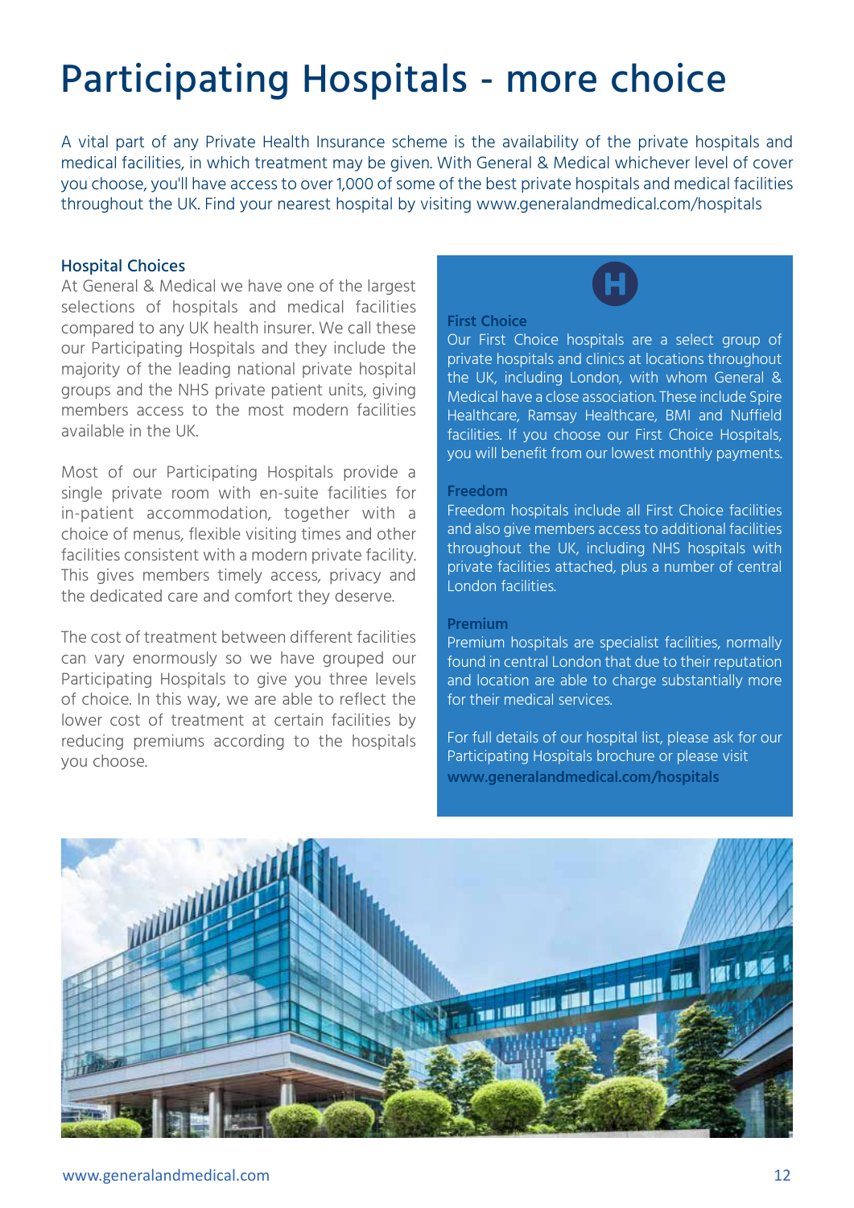# Participating Hospitals - more choice

A vital part of any Private Health Insurance scheme is the availability of the private hospitals and medical facilities, in which treatment may be given. With General & Medical whichever level of cover you choose, you'll have access to over 1,000 of some of the best private hospitals and medical facilities throughout the UK. Find your nearest hospital by visiting www.generalandmedical.com/hospitals

## Hospital Choices

At General & Medical we have one of the largest selections of hospitals and medical facilities compared to any UK health insurer. We call these our Participating Hospitals and they include the majority of the leading national private hospital groups and the NHS private patient units, giving members access to the most modern facilities available in the UK.

Most of our Participating Hospitals provide a single private room with en-suite facilities for in-patient accommodation, together with a choice of menus, flexible visiting times and other facilities consistent with a modern private facility. This gives members timely access, privacy and the dedicated care and comfort they deserve.

The cost of treatment between different facilities can vary enormously so we have grouped our Participating Hospitals to give you three levels of choice. In this way, we are able to reflect the lower cost of treatment at certain facilities by reducing premiums according to the hospitals you choose.

### First Choice

Our First Choice hospitals are a select group of private hospitals and clinics at locations throughout the UK, including London, with whom General & Medical have a close association. These include Spire Healthcare, Ramsay Healthcare, BMI and Nuffield facilities. If you choose our First Choice Hospitals, you will benefit from our lowest monthly payments.

### Freedom

Freedom hospitals include all First Choice facilities and also give members access to additional facilities throughout the UK, including NHS hospitals with private facilities attached, plus a number of central London facilities.

### Premium

Premium hospitals are specialist facilities, normally found in central London that due to their reputation and location are able to charge substantially more for their medical services.

For full details of our hospital list, please ask for our Participating Hospitals brochure or please visit **www.generalandmedical.com/hospitals**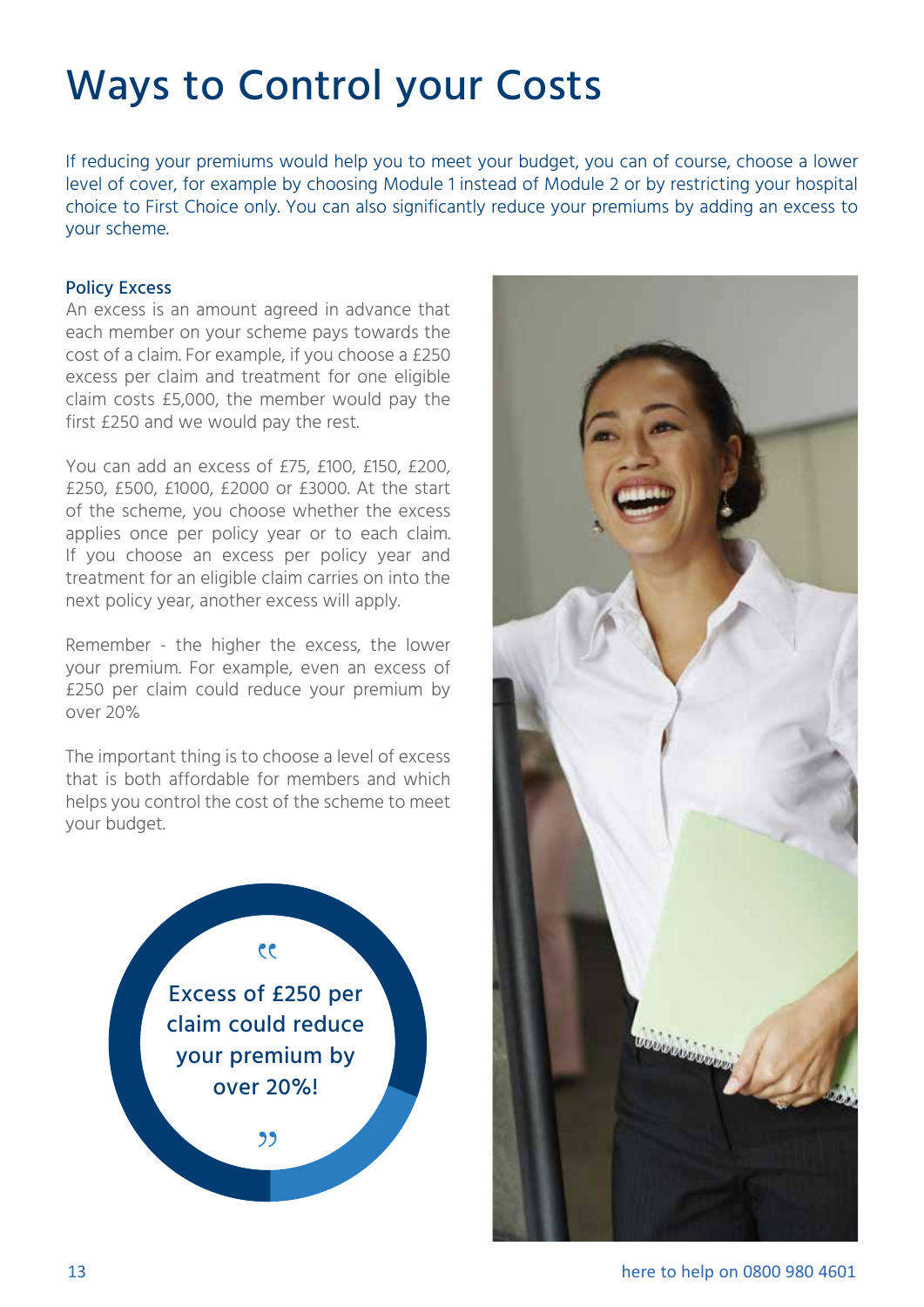# Ways to Control your Costs

If reducing your premiums would help you to meet your budget, you can of course, choose a lower level of cover, for example by choosing Module 1 instead of Module 2 or by restricting your hospital choice to First Choice only. You can also significantly reduce your premiums by adding an excess to your scheme.

### Policy Excess

An excess is an amount agreed in advance that each member on your scheme pays towards the cost of a claim. For example, if you choose a £250 excess per claim and treatment for one eligible claim costs £5,000, the member would pay the first £250 and we would pay the rest.

You can add an excess of £75, £100, £150, £200, £250, £500, £1000, £2000 or £3000. At the start of the scheme, you choose whether the excess applies once per policy year or to each claim. If you choose an excess per policy year and treatment for an eligible claim carries on into the next policy year, another excess will apply.

Remember - the higher the excess, the lower your premium. For example, even an excess of £250 per claim could reduce your premium by over 20%

The important thing is to choose a level of excess that is both affordable for members and which helps you control the cost of the scheme to meet your budget.

> "Excess of £250 per claim could reduce your premium by over 20%!"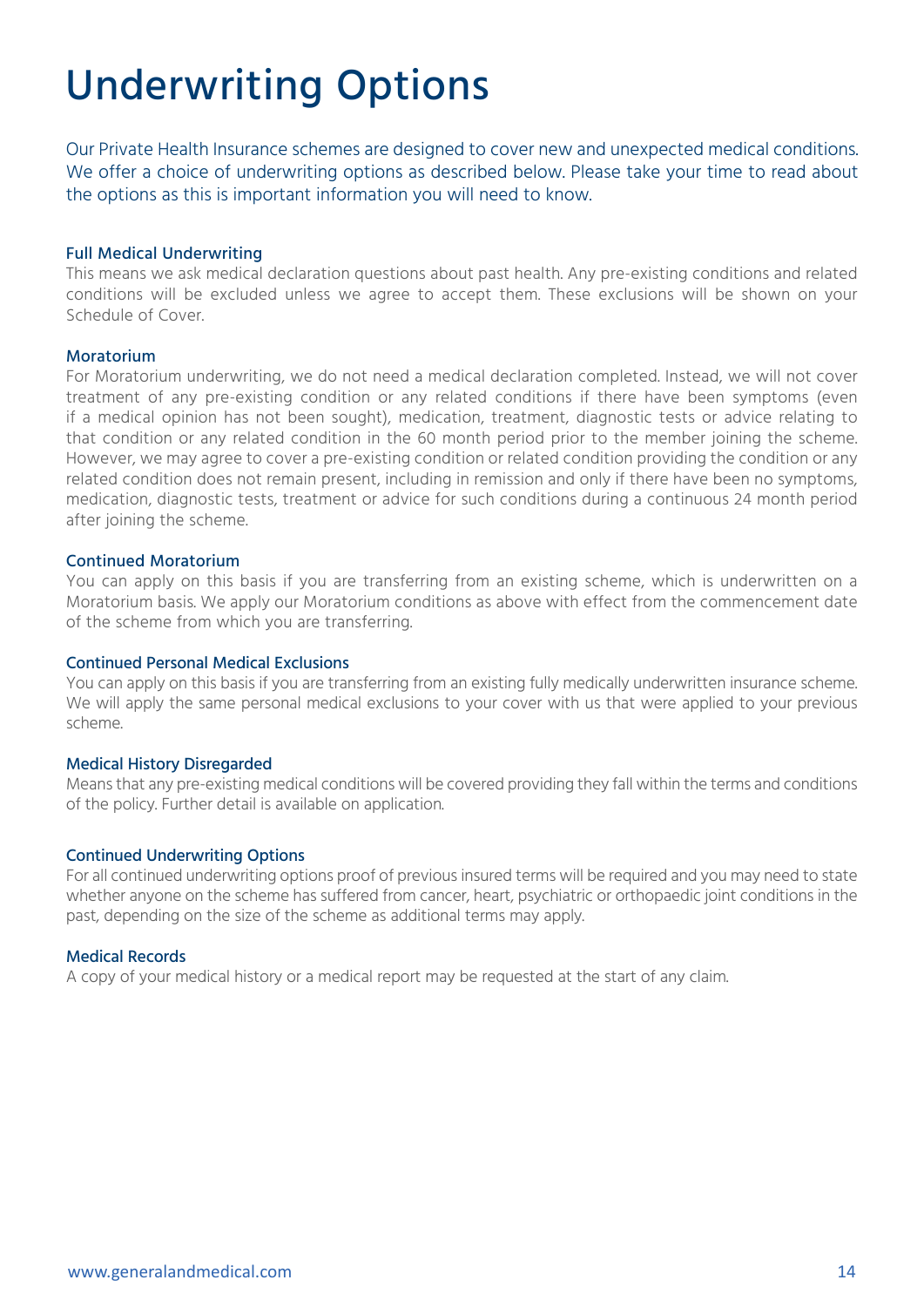# Underwriting Options

Our Private Health Insurance schemes are designed to cover new and unexpected medical conditions. We offer a choice of underwriting options as described below. Please take your time to read about the options as this is important information you will need to know.

### Full Medical Underwriting

This means we ask medical declaration questions about past health. Any pre-existing conditions and related conditions will be excluded unless we agree to accept them. These exclusions will be shown on your Schedule of Cover.

### Moratorium

For Moratorium underwriting, we do not need a medical declaration completed. Instead, we will not cover treatment of any pre-existing condition or any related conditions if there have been symptoms (even if a medical opinion has not been sought), medication, treatment, diagnostic tests or advice relating to that condition or any related condition in the 60 month period prior to the member joining the scheme. However, we may agree to cover a pre-existing condition or related condition providing the condition or any related condition does not remain present, including in remission and only if there have been no symptoms, medication, diagnostic tests, treatment or advice for such conditions during a continuous 24 month period after joining the scheme.

### Continued Moratorium

You can apply on this basis if you are transferring from an existing scheme, which is underwritten on a Moratorium basis. We apply our Moratorium conditions as above with effect from the commencement date of the scheme from which you are transferring.

### Continued Personal Medical Exclusions

You can apply on this basis if you are transferring from an existing fully medically underwritten insurance scheme. We will apply the same personal medical exclusions to your cover with us that were applied to your previous scheme.

### Medical History Disregarded

Means that any pre-existing medical conditions will be covered providing they fall within the terms and conditions of the policy. Further detail is available on application.

### Continued Underwriting Options

For all continued underwriting options proof of previous insured terms will be required and you may need to state whether anyone on the scheme has suffered from cancer, heart, psychiatric or orthopaedic joint conditions in the past, depending on the size of the scheme as additional terms may apply.

### Medical Records

A copy of your medical history or a medical report may be requested at the start of any claim.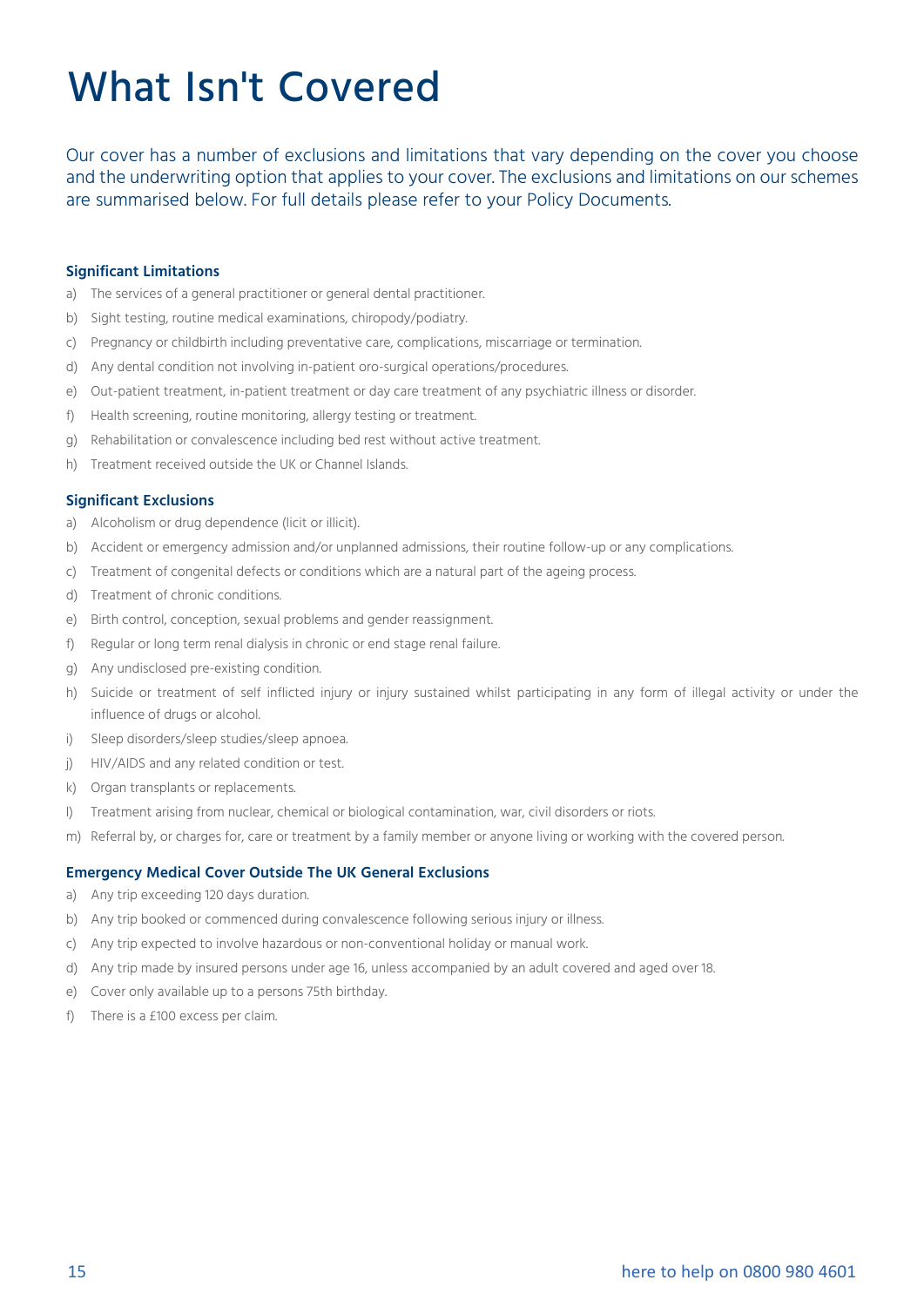# What Isn't Covered

Our cover has a number of exclusions and limitations that vary depending on the cover you choose and the underwriting option that applies to your cover. The exclusions and limitations on our schemes are summarised below. For full details please refer to your Policy Documents.

### Significant Limitations

a) The services of a general practitioner or general dental practitioner.

b) Sight testing, routine medical examinations, chiropody/podiatry.

c) Pregnancy or childbirth including preventative care, complications, miscarriage or termination.

d) Any dental condition not involving in-patient oro-surgical operations/procedures.

e) Out-patient treatment, in-patient treatment or day care treatment of any psychiatric illness or disorder.

f) Health screening, routine monitoring, allergy testing or treatment.

g) Rehabilitation or convalescence including bed rest without active treatment.

h) Treatment received outside the UK or Channel Islands.

### Significant Exclusions

a) Alcoholism or drug dependence (licit or illicit).

b) Accident or emergency admission and/or unplanned admissions, their routine follow-up or any complications.

c) Treatment of congenital defects or conditions which are a natural part of the ageing process.

d) Treatment of chronic conditions.

e) Birth control, conception, sexual problems and gender reassignment.

f) Regular or long term renal dialysis in chronic or end stage renal failure.

g) Any undisclosed pre-existing condition.

h) Suicide or treatment of self inflicted injury or injury sustained whilst participating in any form of illegal activity or under the influence of drugs or alcohol.

i) Sleep disorders/sleep studies/sleep apnoea.

j) HIV/AIDS and any related condition or test.

k) Organ transplants or replacements.

l) Treatment arising from nuclear, chemical or biological contamination, war, civil disorders or riots.

m) Referral by, or charges for, care or treatment by a family member or anyone living or working with the covered person.

### Emergency Medical Cover Outside The UK General Exclusions

a) Any trip exceeding 120 days duration.

b) Any trip booked or commenced during convalescence following serious injury or illness.

c) Any trip expected to involve hazardous or non-conventional holiday or manual work.

d) Any trip made by insured persons under age 16, unless accompanied by an adult covered and aged over 18.

e) Cover only available up to a persons 75th birthday.

f) There is a £100 excess per claim.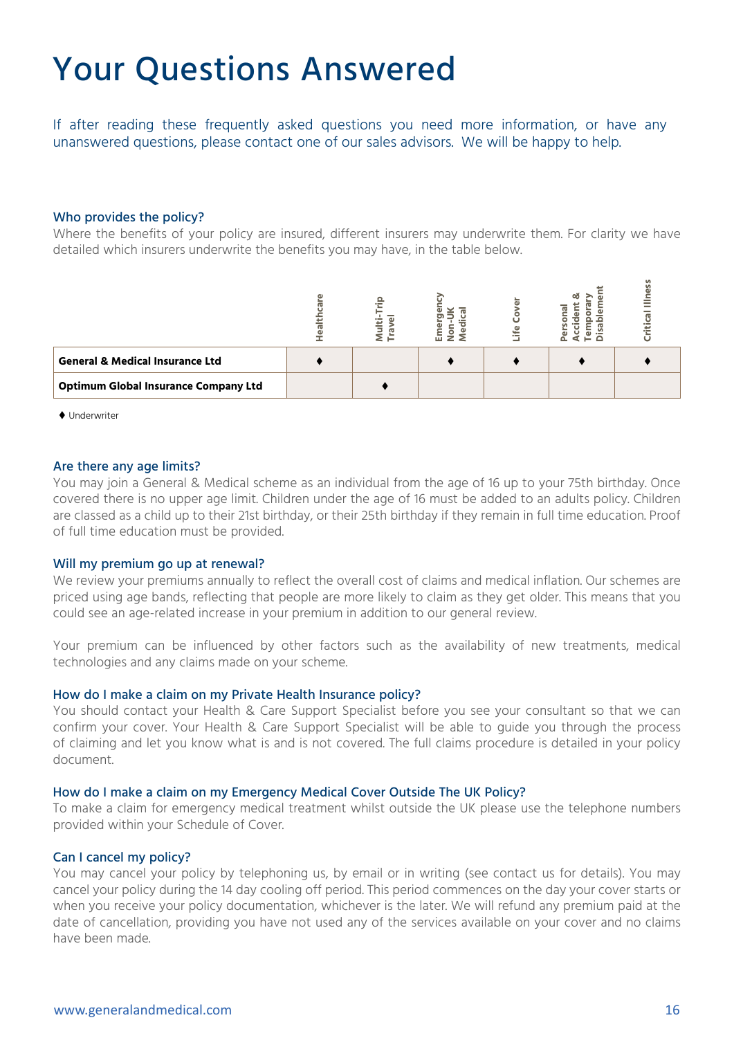# Your Questions Answered

If after reading these frequently asked questions you need more information, or have any unanswered questions, please contact one of our sales advisors. We will be happy to help.

### Who provides the policy?

Where the benefits of your policy are insured, different insurers may underwrite them. For clarity we have detailed which insurers underwrite the benefits you may have, in the table below.

| | Healthcare | Multi-Trip Travel | Emergency Non-UK Medical | Life Cover | Personal Accident & Temporary Disablement | Critical Illness |
|---|---|---|---|---|---|---|
| **General & Medical Insurance Ltd** | ♦ | | ♦ | ♦ | ♦ | ♦ |
| **Optimum Global Insurance Company Ltd** | | ♦ | | | | |

♦ Underwriter

### Are there any age limits?

You may join a General & Medical scheme as an individual from the age of 16 up to your 75th birthday. Once covered there is no upper age limit. Children under the age of 16 must be added to an adults policy. Children are classed as a child up to their 21st birthday, or their 25th birthday if they remain in full time education. Proof of full time education must be provided.

### Will my premium go up at renewal?

We review your premiums annually to reflect the overall cost of claims and medical inflation. Our schemes are priced using age bands, reflecting that people are more likely to claim as they get older. This means that you could see an age-related increase in your premium in addition to our general review.

Your premium can be influenced by other factors such as the availability of new treatments, medical technologies and any claims made on your scheme.

### How do I make a claim on my Private Health Insurance policy?

You should contact your Health & Care Support Specialist before you see your consultant so that we can confirm your cover. Your Health & Care Support Specialist will be able to guide you through the process of claiming and let you know what is and is not covered. The full claims procedure is detailed in your policy document.

### How do I make a claim on my Emergency Medical Cover Outside The UK Policy?

To make a claim for emergency medical treatment whilst outside the UK please use the telephone numbers provided within your Schedule of Cover.

### Can I cancel my policy?

You may cancel your policy by telephoning us, by email or in writing (see contact us for details). You may cancel your policy during the 14 day cooling off period. This period commences on the day your cover starts or when you receive your policy documentation, whichever is the later. We will refund any premium paid at the date of cancellation, providing you have not used any of the services available on your cover and no claims have been made.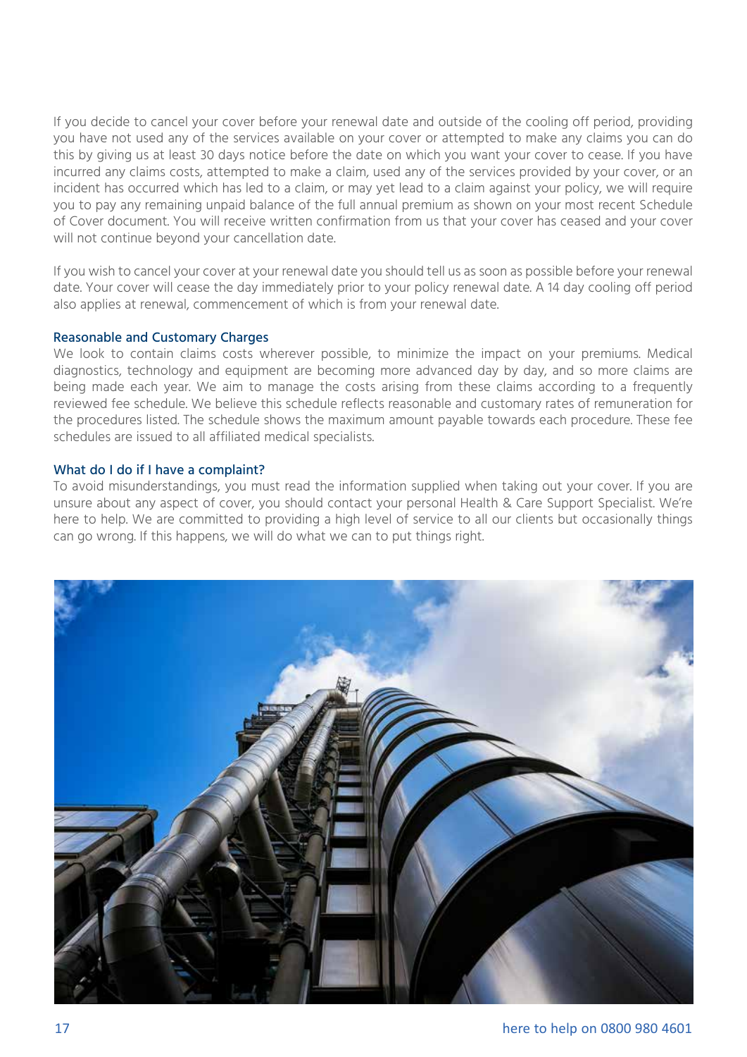If you decide to cancel your cover before your renewal date and outside of the cooling off period, providing you have not used any of the services available on your cover or attempted to make any claims you can do this by giving us at least 30 days notice before the date on which you want your cover to cease. If you have incurred any claims costs, attempted to make a claim, used any of the services provided by your cover, or an incident has occurred which has led to a claim, or may yet lead to a claim against your policy, we will require you to pay any remaining unpaid balance of the full annual premium as shown on your most recent Schedule of Cover document. You will receive written confirmation from us that your cover has ceased and your cover will not continue beyond your cancellation date.

If you wish to cancel your cover at your renewal date you should tell us as soon as possible before your renewal date. Your cover will cease the day immediately prior to your policy renewal date. A 14 day cooling off period also applies at renewal, commencement of which is from your renewal date.

### Reasonable and Customary Charges

We look to contain claims costs wherever possible, to minimize the impact on your premiums. Medical diagnostics, technology and equipment are becoming more advanced day by day, and so more claims are being made each year. We aim to manage the costs arising from these claims according to a frequently reviewed fee schedule. We believe this schedule reflects reasonable and customary rates of remuneration for the procedures listed. The schedule shows the maximum amount payable towards each procedure. These fee schedules are issued to all affiliated medical specialists.

### What do I do if I have a complaint?

To avoid misunderstandings, you must read the information supplied when taking out your cover. If you are unsure about any aspect of cover, you should contact your personal Health & Care Support Specialist. We're here to help. We are committed to providing a high level of service to all our clients but occasionally things can go wrong. If this happens, we will do what we can to put things right.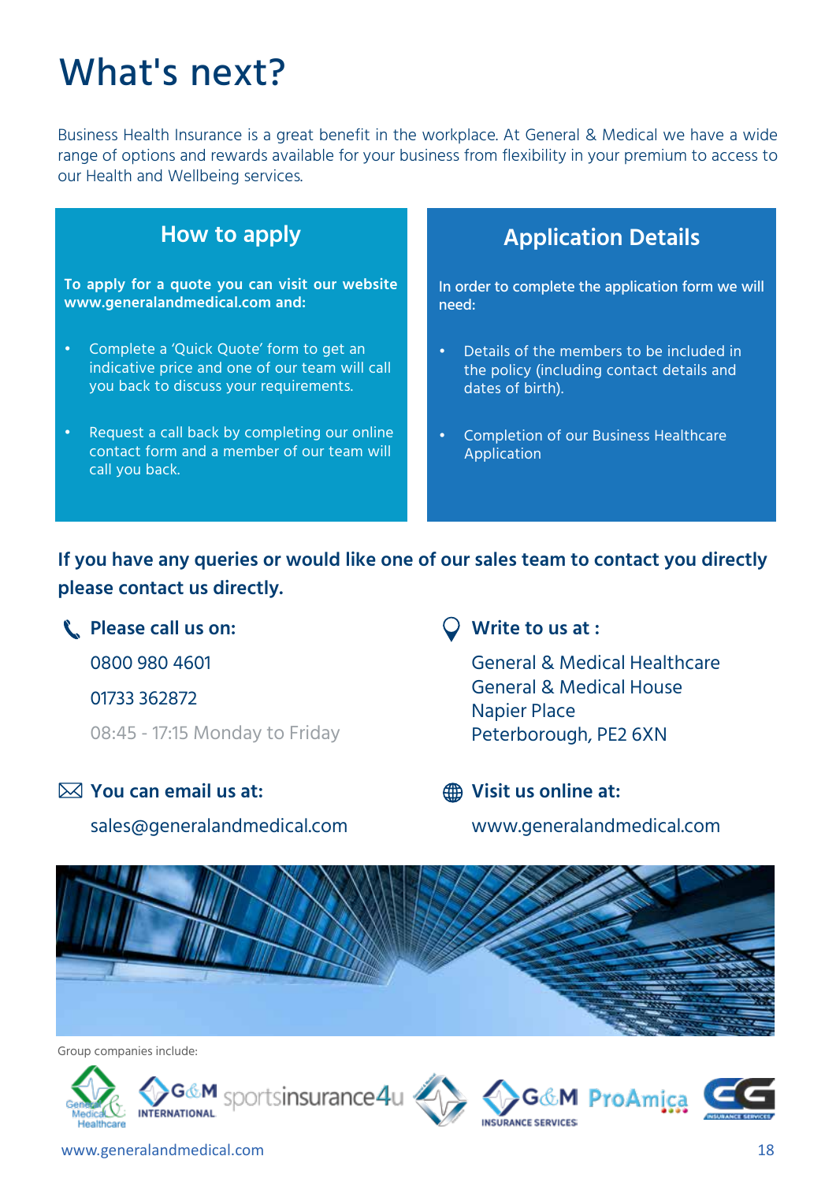# What's next?

Business Health Insurance is a great benefit in the workplace. At General & Medical we have a wide range of options and rewards available for your business from flexibility in your premium to access to our Health and Wellbeing services.

## How to apply

**To apply for a quote you can visit our website www.generalandmedical.com and:**

- Complete a 'Quick Quote' form to get an indicative price and one of our team will call you back to discuss your requirements.
- Request a call back by completing our online contact form and a member of our team will call you back.

## Application Details

In order to complete the application form we will need:

- Details of the members to be included in the policy (including contact details and dates of birth).
- Completion of our Business Healthcare Application

**If you have any queries or would like one of our sales team to contact you directly please contact us directly.**

**Please call us on:**

0800 980 4601

01733 362872

08:45 - 17:15 Monday to Friday

**Write to us at :**

General & Medical Healthcare
General & Medical House
Napier Place
Peterborough, PE2 6XN

**You can email us at:**

sales@generalandmedical.com

**Visit us online at:**

www.generalandmedical.com

Group companies include: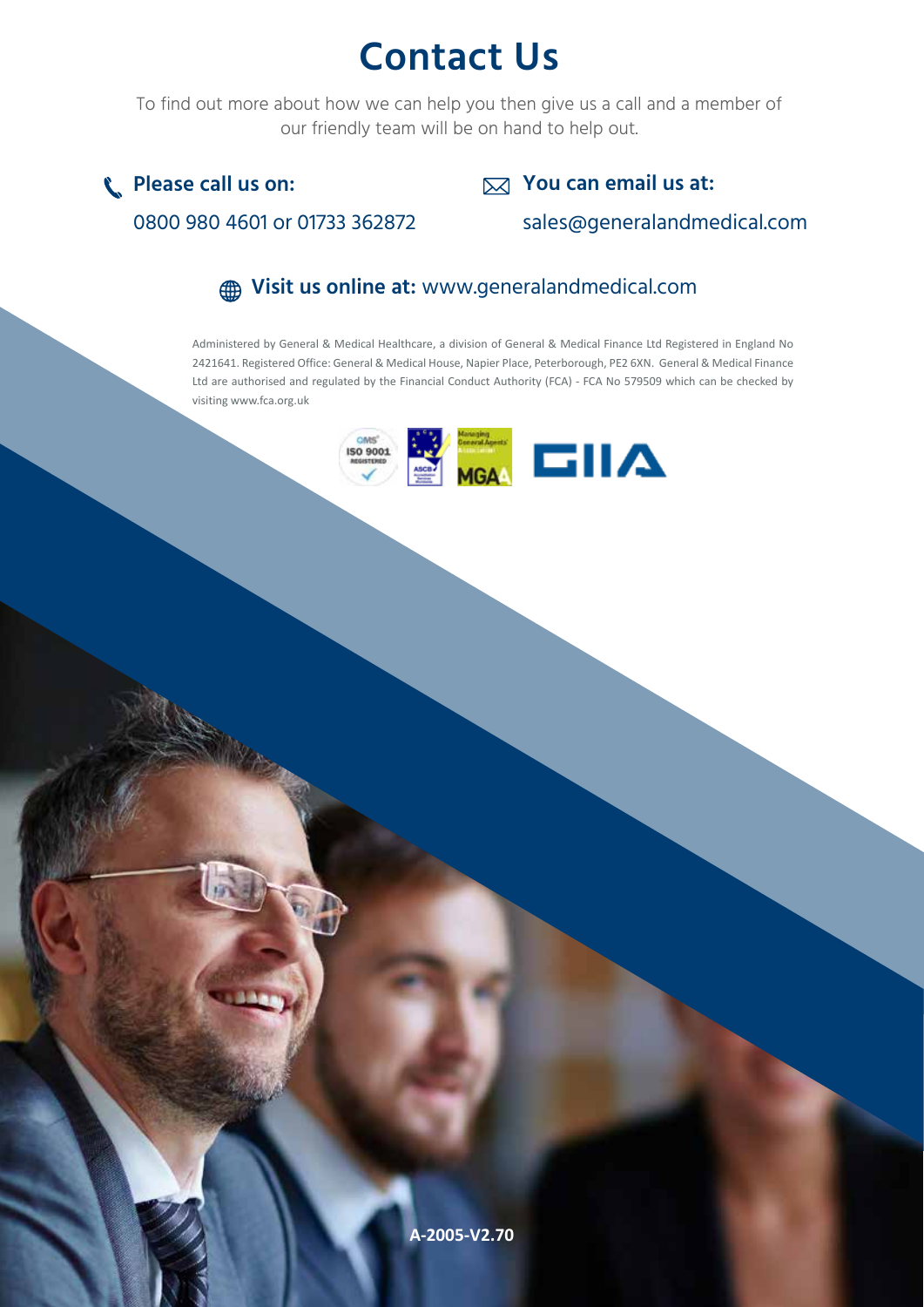# Contact Us

To find out more about how we can help you then give us a call and a member of our friendly team will be on hand to help out.

**Please call us on:**

0800 980 4601 or 01733 362872

**You can email us at:**

sales@generalandmedical.com

**Visit us online at:** www.generalandmedical.com

Administered by General & Medical Healthcare, a division of General & Medical Finance Ltd Registered in England No 2421641. Registered Office: General & Medical House, Napier Place, Peterborough, PE2 6XN. General & Medical Finance Ltd are authorised and regulated by the Financial Conduct Authority (FCA) - FCA No 579509 which can be checked by visiting www.fca.org.uk

A-2005-V2.70